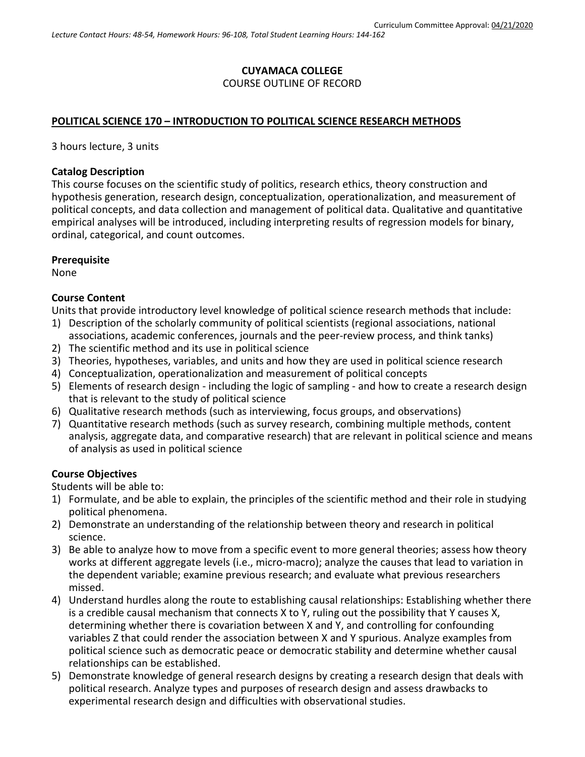Curriculum Committee Approval: 04/21/2020

*Lecture Contact Hours: 48-54, Homework Hours: 96-108, Total Student Learning Hours: 144-162*

**CUYAMACA COLLEGE**
COURSE OUTLINE OF RECORD

**POLITICAL SCIENCE 170 – INTRODUCTION TO POLITICAL SCIENCE RESEARCH METHODS**

3 hours lecture, 3 units

**Catalog Description**
This course focuses on the scientific study of politics, research ethics, theory construction and hypothesis generation, research design, conceptualization, operationalization, and measurement of political concepts, and data collection and management of political data. Qualitative and quantitative empirical analyses will be introduced, including interpreting results of regression models for binary, ordinal, categorical, and count outcomes.

**Prerequisite**
None

**Course Content**
Units that provide introductory level knowledge of political science research methods that include:

1) Description of the scholarly community of political scientists (regional associations, national associations, academic conferences, journals and the peer-review process, and think tanks)
2) The scientific method and its use in political science
3) Theories, hypotheses, variables, and units and how they are used in political science research
4) Conceptualization, operationalization and measurement of political concepts
5) Elements of research design - including the logic of sampling - and how to create a research design that is relevant to the study of political science
6) Qualitative research methods (such as interviewing, focus groups, and observations)
7) Quantitative research methods (such as survey research, combining multiple methods, content analysis, aggregate data, and comparative research) that are relevant in political science and means of analysis as used in political science

**Course Objectives**
Students will be able to:

1) Formulate, and be able to explain, the principles of the scientific method and their role in studying political phenomena.
2) Demonstrate an understanding of the relationship between theory and research in political science.
3) Be able to analyze how to move from a specific event to more general theories; assess how theory works at different aggregate levels (i.e., micro-macro); analyze the causes that lead to variation in the dependent variable; examine previous research; and evaluate what previous researchers missed.
4) Understand hurdles along the route to establishing causal relationships: Establishing whether there is a credible causal mechanism that connects X to Y, ruling out the possibility that Y causes X, determining whether there is covariation between X and Y, and controlling for confounding variables Z that could render the association between X and Y spurious. Analyze examples from political science such as democratic peace or democratic stability and determine whether causal relationships can be established.
5) Demonstrate knowledge of general research designs by creating a research design that deals with political research. Analyze types and purposes of research design and assess drawbacks to experimental research design and difficulties with observational studies.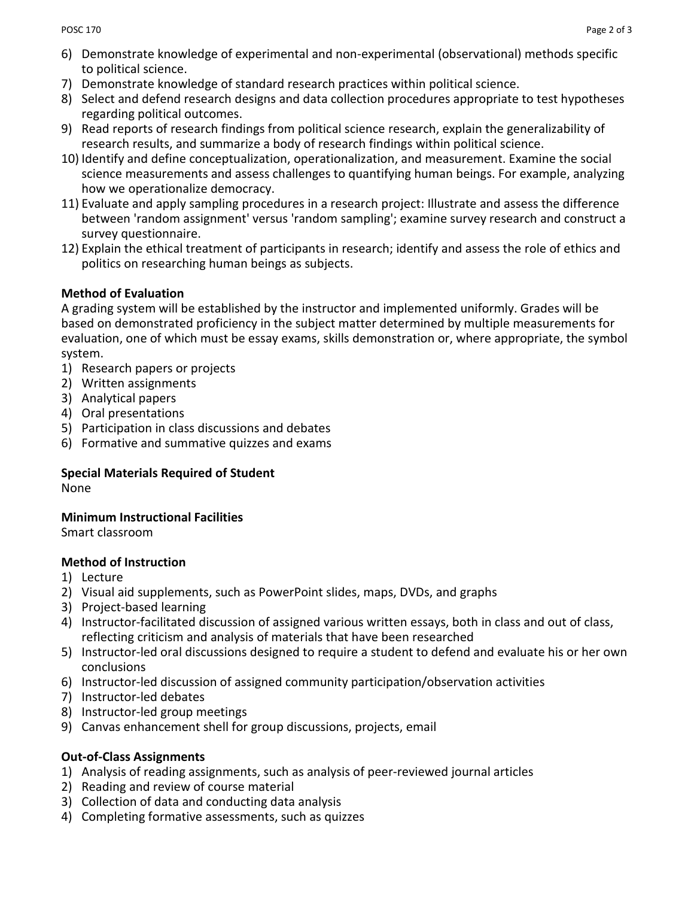6) Demonstrate knowledge of experimental and non-experimental (observational) methods specific to political science.
7) Demonstrate knowledge of standard research practices within political science.
8) Select and defend research designs and data collection procedures appropriate to test hypotheses regarding political outcomes.
9) Read reports of research findings from political science research, explain the generalizability of research results, and summarize a body of research findings within political science.
10) Identify and define conceptualization, operationalization, and measurement. Examine the social science measurements and assess challenges to quantifying human beings. For example, analyzing how we operationalize democracy.
11) Evaluate and apply sampling procedures in a research project: Illustrate and assess the difference between 'random assignment' versus 'random sampling'; examine survey research and construct a survey questionnaire.
12) Explain the ethical treatment of participants in research; identify and assess the role of ethics and politics on researching human beings as subjects.

**Method of Evaluation**

A grading system will be established by the instructor and implemented uniformly. Grades will be based on demonstrated proficiency in the subject matter determined by multiple measurements for evaluation, one of which must be essay exams, skills demonstration or, where appropriate, the symbol system.

1) Research papers or projects
2) Written assignments
3) Analytical papers
4) Oral presentations
5) Participation in class discussions and debates
6) Formative and summative quizzes and exams

**Special Materials Required of Student**

None

**Minimum Instructional Facilities**

Smart classroom

**Method of Instruction**

1) Lecture
2) Visual aid supplements, such as PowerPoint slides, maps, DVDs, and graphs
3) Project-based learning
4) Instructor-facilitated discussion of assigned various written essays, both in class and out of class, reflecting criticism and analysis of materials that have been researched
5) Instructor-led oral discussions designed to require a student to defend and evaluate his or her own conclusions
6) Instructor-led discussion of assigned community participation/observation activities
7) Instructor-led debates
8) Instructor-led group meetings
9) Canvas enhancement shell for group discussions, projects, email

**Out-of-Class Assignments**

1) Analysis of reading assignments, such as analysis of peer-reviewed journal articles
2) Reading and review of course material
3) Collection of data and conducting data analysis
4) Completing formative assessments, such as quizzes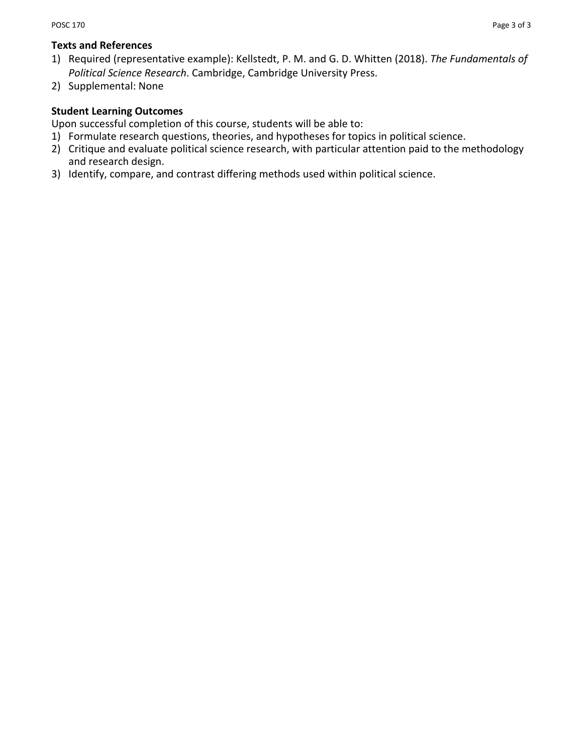**Texts and References**

1) Required (representative example): Kellstedt, P. M. and G. D. Whitten (2018). *The Fundamentals of Political Science Research*. Cambridge, Cambridge University Press.
2) Supplemental: None

**Student Learning Outcomes**

Upon successful completion of this course, students will be able to:

1) Formulate research questions, theories, and hypotheses for topics in political science.
2) Critique and evaluate political science research, with particular attention paid to the methodology and research design.
3) Identify, compare, and contrast differing methods used within political science.